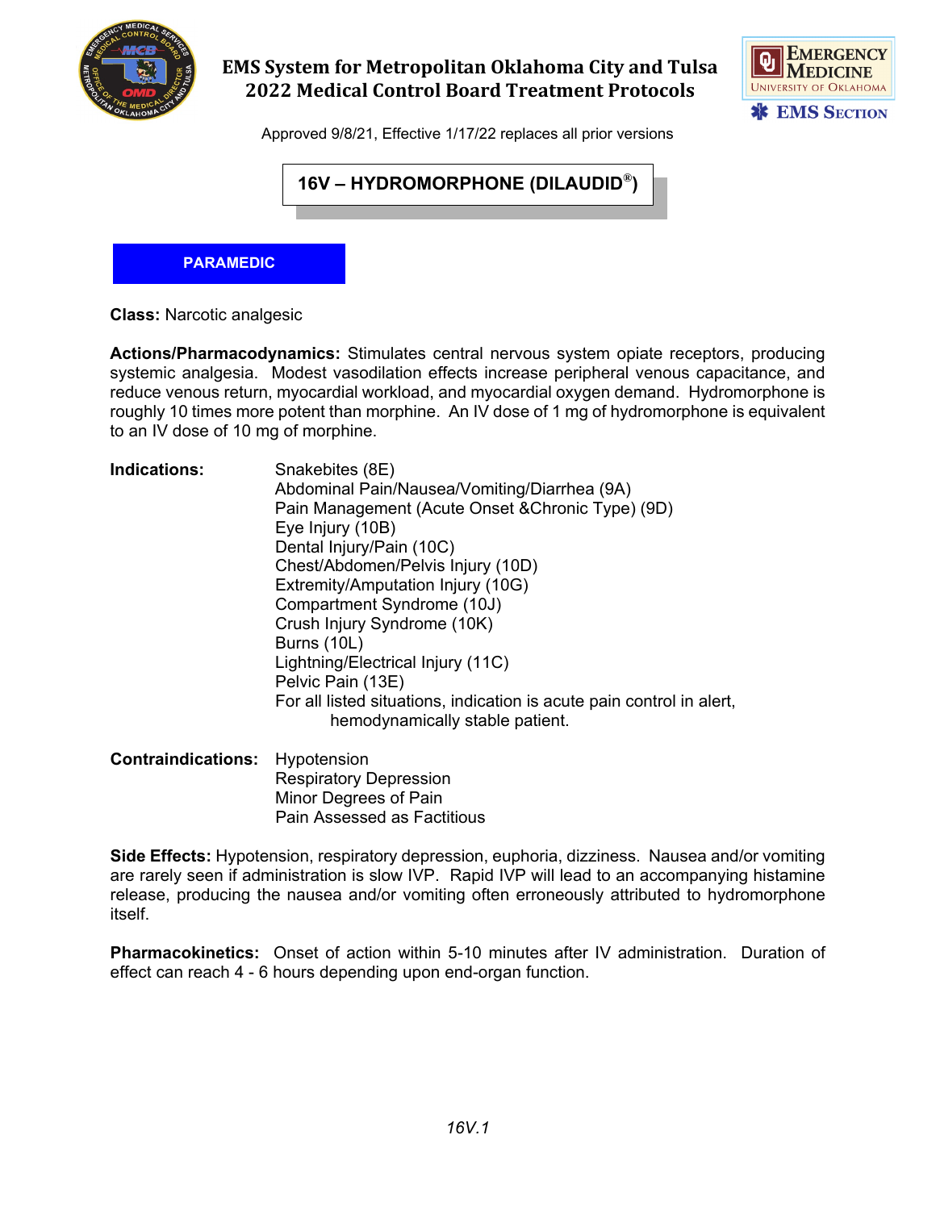# EMS System for Metropolitan Oklahoma City and Tulsa
# 2022 Medical Control Board Treatment Protocols

Approved 9/8/21, Effective 1/17/22 replaces all prior versions

## 16V – HYDROMORPHONE (DILAUDID®)

**PARAMEDIC**

**Class:** Narcotic analgesic

**Actions/Pharmacodynamics:** Stimulates central nervous system opiate receptors, producing systemic analgesia. Modest vasodilation effects increase peripheral venous capacitance, and reduce venous return, myocardial workload, and myocardial oxygen demand. Hydromorphone is roughly 10 times more potent than morphine. An IV dose of 1 mg of hydromorphone is equivalent to an IV dose of 10 mg of morphine.

**Indications:**
- Snakebites (8E)
- Abdominal Pain/Nausea/Vomiting/Diarrhea (9A)
- Pain Management (Acute Onset &Chronic Type) (9D)
- Eye Injury (10B)
- Dental Injury/Pain (10C)
- Chest/Abdomen/Pelvis Injury (10D)
- Extremity/Amputation Injury (10G)
- Compartment Syndrome (10J)
- Crush Injury Syndrome (10K)
- Burns (10L)
- Lightning/Electrical Injury (11C)
- Pelvic Pain (13E)
- For all listed situations, indication is acute pain control in alert, hemodynamically stable patient.

**Contraindications:**
- Hypotension
- Respiratory Depression
- Minor Degrees of Pain
- Pain Assessed as Factitious

**Side Effects:** Hypotension, respiratory depression, euphoria, dizziness. Nausea and/or vomiting are rarely seen if administration is slow IVP. Rapid IVP will lead to an accompanying histamine release, producing the nausea and/or vomiting often erroneously attributed to hydromorphone itself.

**Pharmacokinetics:** Onset of action within 5-10 minutes after IV administration. Duration of effect can reach 4 - 6 hours depending upon end-organ function.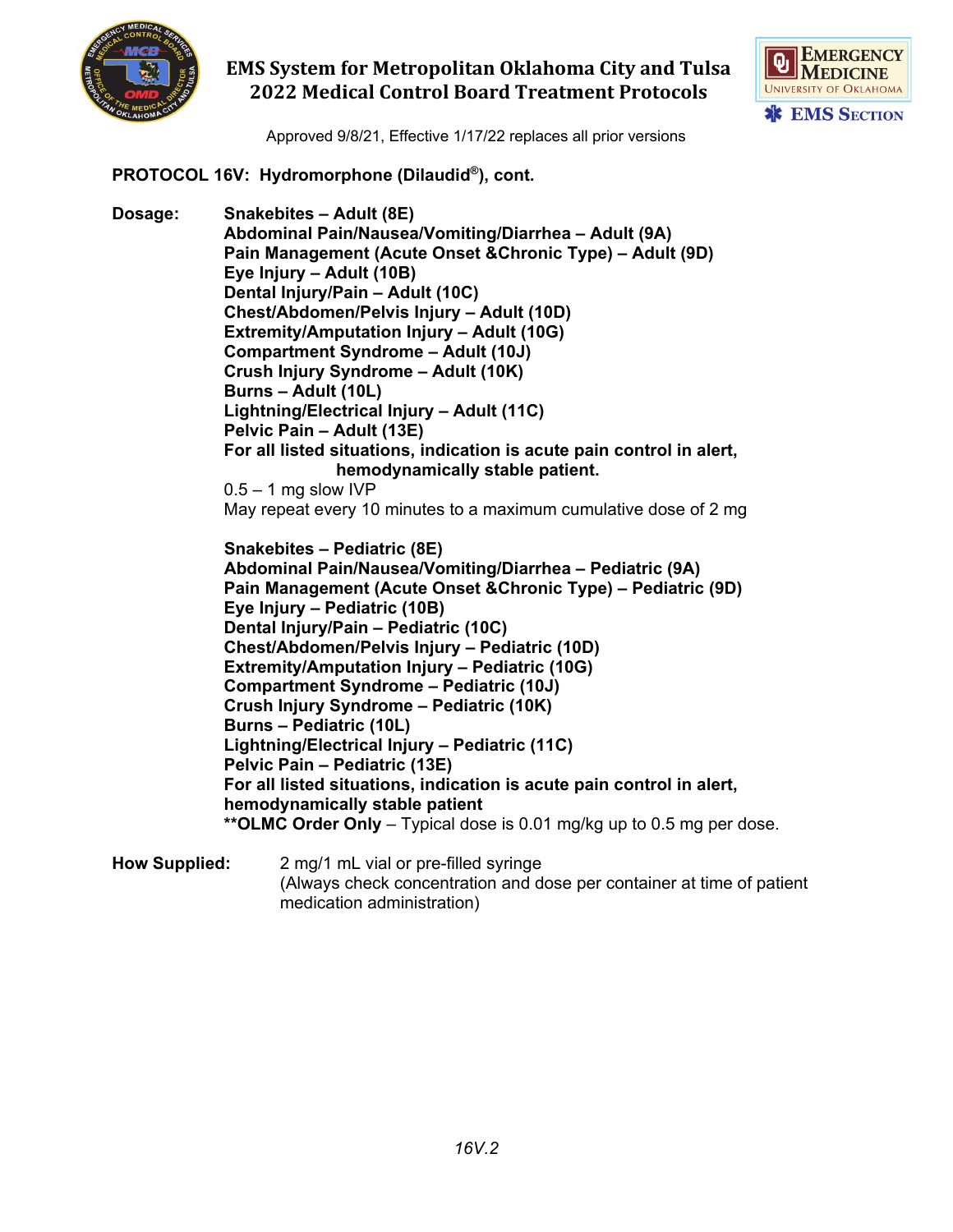**PROTOCOL 16V: Hydromorphone (Dilaudid®), cont.**

**Dosage:**

**Snakebites – Adult (8E)**
**Abdominal Pain/Nausea/Vomiting/Diarrhea – Adult (9A)**
**Pain Management (Acute Onset &Chronic Type) – Adult (9D)**
**Eye Injury – Adult (10B)**
**Dental Injury/Pain – Adult (10C)**
**Chest/Abdomen/Pelvis Injury – Adult (10D)**
**Extremity/Amputation Injury – Adult (10G)**
**Compartment Syndrome – Adult (10J)**
**Crush Injury Syndrome – Adult (10K)**
**Burns – Adult (10L)**
**Lightning/Electrical Injury – Adult (11C)**
**Pelvic Pain – Adult (13E)**
**For all listed situations, indication is acute pain control in alert, hemodynamically stable patient.**

0.5 – 1 mg slow IVP
May repeat every 10 minutes to a maximum cumulative dose of 2 mg

**Snakebites – Pediatric (8E)**
**Abdominal Pain/Nausea/Vomiting/Diarrhea – Pediatric (9A)**
**Pain Management (Acute Onset &Chronic Type) – Pediatric (9D)**
**Eye Injury – Pediatric (10B)**
**Dental Injury/Pain – Pediatric (10C)**
**Chest/Abdomen/Pelvis Injury – Pediatric (10D)**
**Extremity/Amputation Injury – Pediatric (10G)**
**Compartment Syndrome – Pediatric (10J)**
**Crush Injury Syndrome – Pediatric (10K)**
**Burns – Pediatric (10L)**
**Lightning/Electrical Injury – Pediatric (11C)**
**Pelvic Pain – Pediatric (13E)**
**For all listed situations, indication is acute pain control in alert, hemodynamically stable patient**

****OLMC Order Only** – Typical dose is 0.01 mg/kg up to 0.5 mg per dose.

**How Supplied:**

2 mg/1 mL vial or pre-filled syringe
(Always check concentration and dose per container at time of patient medication administration)